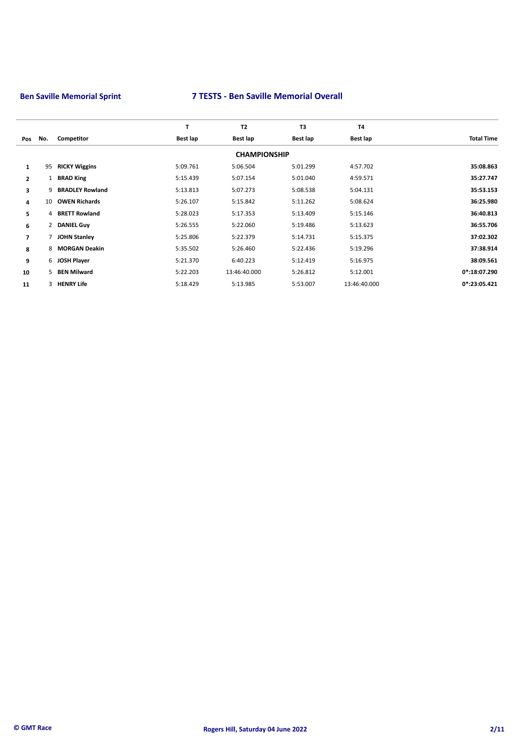## Ben Saville Memorial Sprint

## 7 TESTS - Ben Saville Memorial Overall

| | | | T | T2 | T3 | T4 | |
|---|---|---|---|---|---|---|---|
| **Pos** | **No.** | **Competitor** | **Best lap** | **Best lap** | **Best lap** | **Best lap** | **Total Time** |
| | | | | **CHAMPIONSHIP** | | | |
| **1** | 95 | **RICKY Wiggins** | 5:09.761 | 5:06.504 | 5:01.299 | 4:57.702 | **35:08.863** |
| **2** | 1 | **BRAD King** | 5:15.439 | 5:07.154 | 5:01.040 | 4:59.571 | **35:27.747** |
| **3** | 9 | **BRADLEY Rowland** | 5:13.813 | 5:07.273 | 5:08.538 | 5:04.131 | **35:53.153** |
| **4** | 10 | **OWEN Richards** | 5:26.107 | 5:15.842 | 5:11.262 | 5:08.624 | **36:25.980** |
| **5** | 4 | **BRETT Rowland** | 5:28.023 | 5:17.353 | 5:13.409 | 5:15.146 | **36:40.813** |
| **6** | 2 | **DANIEL Guy** | 5:26.555 | 5:22.060 | 5:19.486 | 5:13.623 | **36:55.706** |
| **7** | 7 | **JOHN Stanley** | 5:25.806 | 5:22.379 | 5:14.731 | 5:15.375 | **37:02.302** |
| **8** | 8 | **MORGAN Deakin** | 5:35.502 | 5:26.460 | 5:22.436 | 5:19.296 | **37:38.914** |
| **9** | 6 | **JOSH Player** | 5:21.370 | 6:40.223 | 5:12.419 | 5:16.975 | **38:09.561** |
| **10** | 5 | **BEN Milward** | 5:22.203 | 13:46:40.000 | 5:26.812 | 5:12.001 | **0*:18:07.290** |
| **11** | 3 | **HENRY Life** | 5:18.429 | 5:13.985 | 5:53.007 | 13:46:40.000 | **0*:23:05.421** |

**© GMT Race** | **Rogers Hill, Saturday 04 June 2022**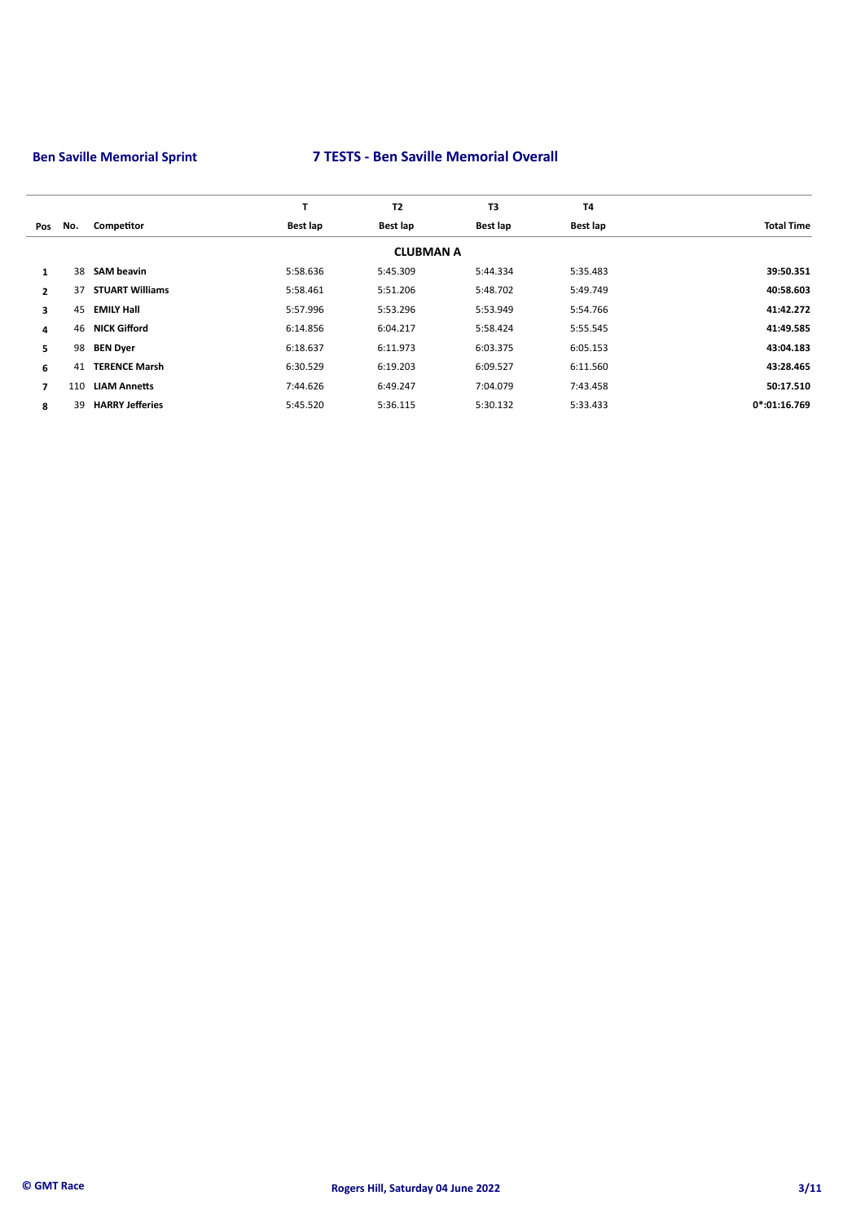**Ben Saville Memorial Sprint** **7 TESTS - Ben Saville Memorial Overall**

| Pos | No. | Competitor | T Best lap | T2 Best lap | T3 Best lap | T4 Best lap | Total Time |
|---|---|---|---|---|---|---|---|
| | | | | **CLUBMAN A** | | | |
| 1 | 38 | **SAM beavin** | 5:58.636 | 5:45.309 | 5:44.334 | 5:35.483 | **39:50.351** |
| 2 | 37 | **STUART Williams** | 5:58.461 | 5:51.206 | 5:48.702 | 5:49.749 | **40:58.603** |
| 3 | 45 | **EMILY Hall** | 5:57.996 | 5:53.296 | 5:53.949 | 5:54.766 | **41:42.272** |
| 4 | 46 | **NICK Gifford** | 6:14.856 | 6:04.217 | 5:58.424 | 5:55.545 | **41:49.585** |
| 5 | 98 | **BEN Dyer** | 6:18.637 | 6:11.973 | 6:03.375 | 6:05.153 | **43:04.183** |
| 6 | 41 | **TERENCE Marsh** | 6:30.529 | 6:19.203 | 6:09.527 | 6:11.560 | **43:28.465** |
| 7 | 110 | **LIAM Annetts** | 7:44.626 | 6:49.247 | 7:04.079 | 7:43.458 | **50:17.510** |
| 8 | 39 | **HARRY Jefferies** | 5:45.520 | 5:36.115 | 5:30.132 | 5:33.433 | **0*:01:16.769** |

Rogers Hill, Saturday 04 June 2022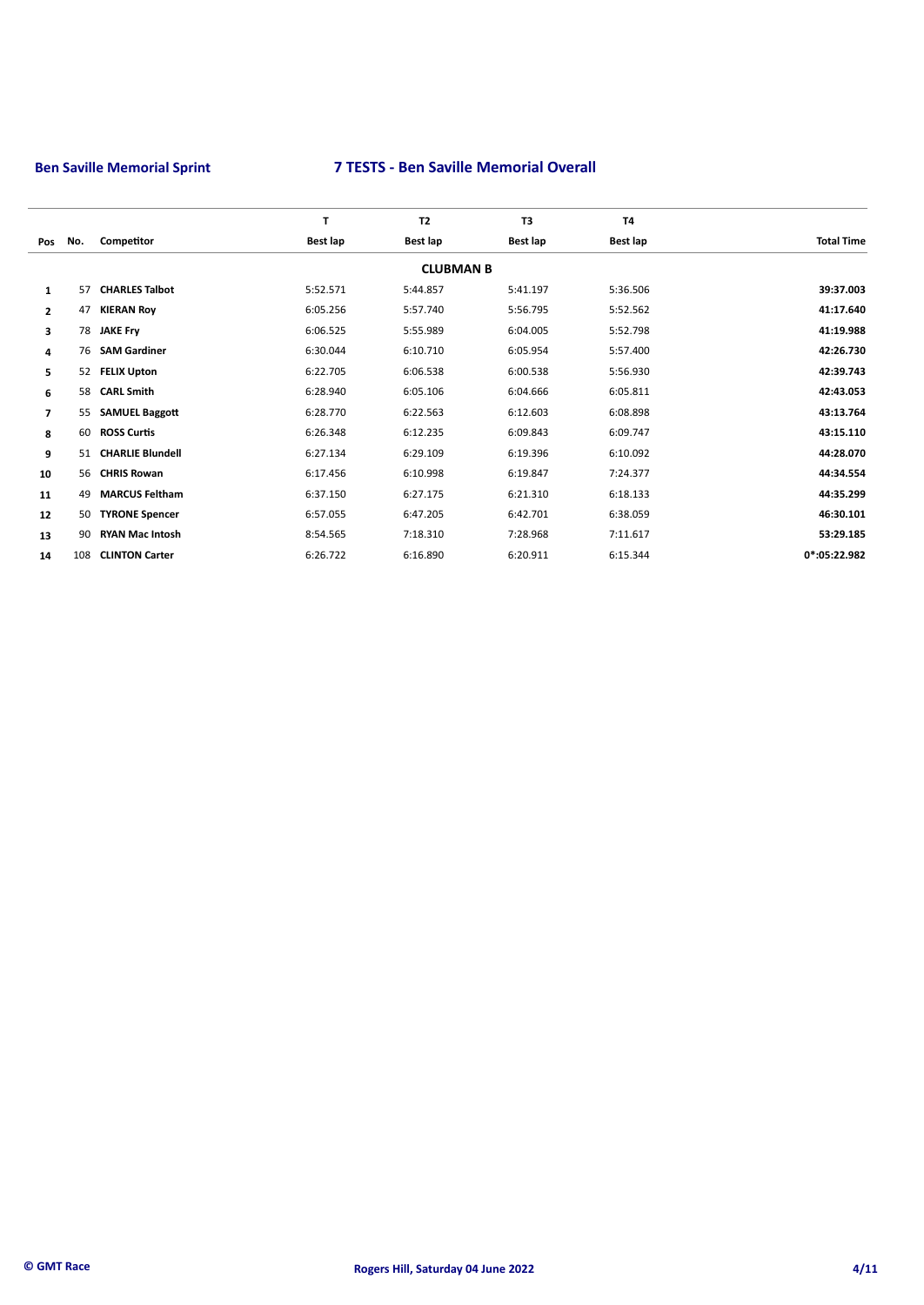**Ben Saville Memorial Sprint**

## 7 TESTS - Ben Saville Memorial Overall

| Pos | No. | Competitor | T<br>Best lap | T2<br>Best lap | T3<br>Best lap | T4<br>Best lap | Total Time |
|---|---|---|---|---|---|---|---|
| | | | | **CLUBMAN B** | | | |
| 1 | 57 | **CHARLES Talbot** | 5:52.571 | 5:44.857 | 5:41.197 | 5:36.506 | **39:37.003** |
| 2 | 47 | **KIERAN Roy** | 6:05.256 | 5:57.740 | 5:56.795 | 5:52.562 | **41:17.640** |
| 3 | 78 | **JAKE Fry** | 6:06.525 | 5:55.989 | 6:04.005 | 5:52.798 | **41:19.988** |
| 4 | 76 | **SAM Gardiner** | 6:30.044 | 6:10.710 | 6:05.954 | 5:57.400 | **42:26.730** |
| 5 | 52 | **FELIX Upton** | 6:22.705 | 6:06.538 | 6:00.538 | 5:56.930 | **42:39.743** |
| 6 | 58 | **CARL Smith** | 6:28.940 | 6:05.106 | 6:04.666 | 6:05.811 | **42:43.053** |
| 7 | 55 | **SAMUEL Baggott** | 6:28.770 | 6:22.563 | 6:12.603 | 6:08.898 | **43:13.764** |
| 8 | 60 | **ROSS Curtis** | 6:26.348 | 6:12.235 | 6:09.843 | 6:09.747 | **43:15.110** |
| 9 | 51 | **CHARLIE Blundell** | 6:27.134 | 6:29.109 | 6:19.396 | 6:10.092 | **44:28.070** |
| 10 | 56 | **CHRIS Rowan** | 6:17.456 | 6:10.998 | 6:19.847 | 7:24.377 | **44:34.554** |
| 11 | 49 | **MARCUS Feltham** | 6:37.150 | 6:27.175 | 6:21.310 | 6:18.133 | **44:35.299** |
| 12 | 50 | **TYRONE Spencer** | 6:57.055 | 6:47.205 | 6:42.701 | 6:38.059 | **46:30.101** |
| 13 | 90 | **RYAN Mac Intosh** | 8:54.565 | 7:18.310 | 7:28.968 | 7:11.617 | **53:29.185** |
| 14 | 108 | **CLINTON Carter** | 6:26.722 | 6:16.890 | 6:20.911 | 6:15.344 | **0*:05:22.982** |

**© GMT Race** **Rogers Hill, Saturday 04 June 2022**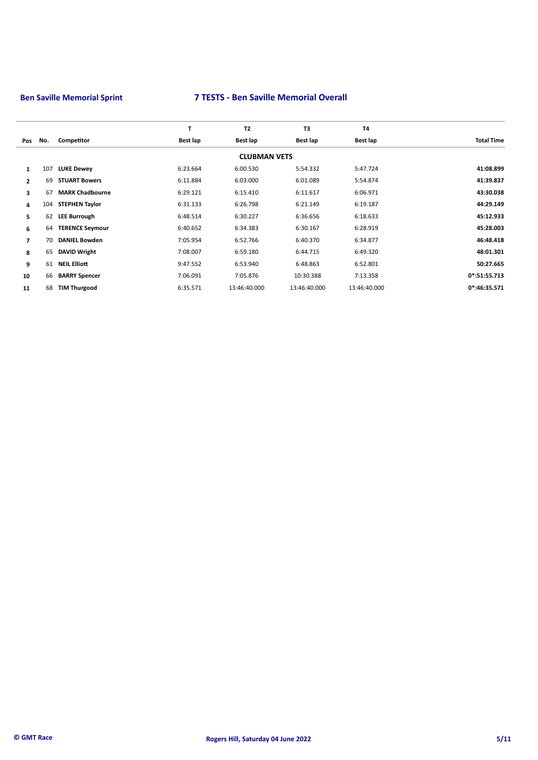**Ben Saville Memorial Sprint**

## 7 TESTS - Ben Saville Memorial Overall

| Pos | No. | Competitor | T Best lap | T2 Best lap | T3 Best lap | T4 Best lap | Total Time |
|---|---|---|---|---|---|---|---|
| | | | | **CLUBMAN VETS** | | | |
| 1 | 107 | **LUKE Dewey** | 6:23.664 | 6:00.530 | 5:54.332 | 5:47.724 | **41:08.899** |
| 2 | 69 | **STUART Bowers** | 6:11.884 | 6:03.000 | 6:01.089 | 5:54.874 | **41:39.837** |
| 3 | 67 | **MARK Chadbourne** | 6:29.121 | 6:15.410 | 6:11.617 | 6:06.971 | **43:30.038** |
| 4 | 104 | **STEPHEN Taylor** | 6:31.133 | 6:26.798 | 6:21.149 | 6:19.187 | **44:29.149** |
| 5 | 62 | **LEE Burrough** | 6:48.514 | 6:30.227 | 6:36.656 | 6:18.633 | **45:12.933** |
| 6 | 64 | **TERENCE Seymour** | 6:40.652 | 6:34.383 | 6:30.167 | 6:28.919 | **45:28.003** |
| 7 | 70 | **DANIEL Bowden** | 7:05.954 | 6:52.766 | 6:40.370 | 6:34.877 | **46:48.418** |
| 8 | 65 | **DAVID Wright** | 7:08.007 | 6:59.180 | 6:44.715 | 6:49.320 | **48:01.301** |
| 9 | 61 | **NEIL Elliott** | 9:47.552 | 6:53.940 | 6:48.863 | 6:52.801 | **50:27.665** |
| 10 | 66 | **BARRY Spencer** | 7:06.091 | 7:05.876 | 10:30.388 | 7:13.358 | **0*:51:55.713** |
| 11 | 68 | **TIM Thurgood** | 6:35.571 | 13:46:40.000 | 13:46:40.000 | 13:46:40.000 | **0*:46:35.571** |

© GMT Race — Rogers Hill, Saturday 04 June 2022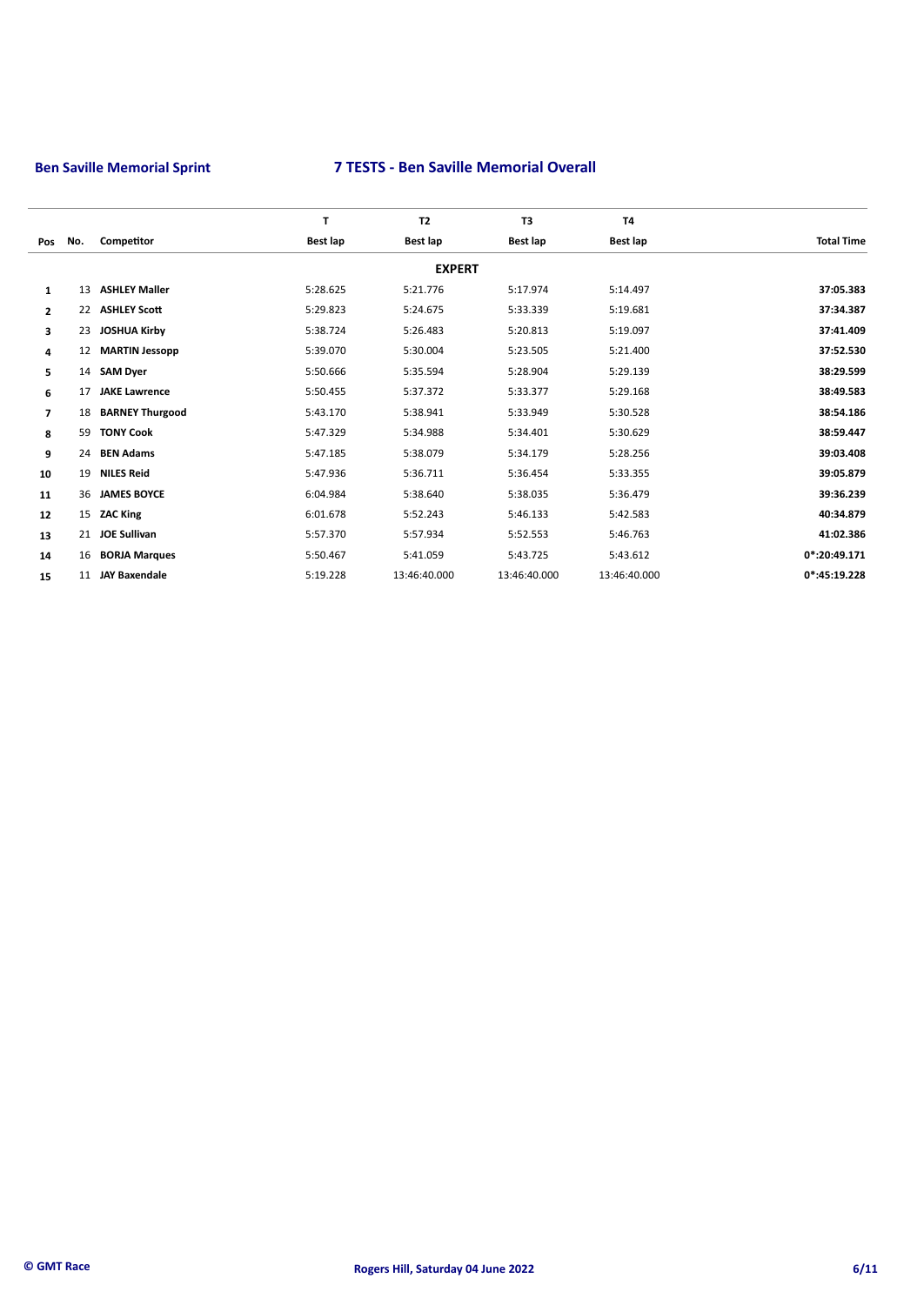**Ben Saville Memorial Sprint**

## 7 TESTS - Ben Saville Memorial Overall

| Pos | No. | Competitor | T<br>Best lap | T2<br>Best lap | T3<br>Best lap | T4<br>Best lap | Total Time |
|---|---|---|---|---|---|---|---|
| | | | | **EXPERT** | | | |
| **1** | 13 | **ASHLEY Maller** | 5:28.625 | 5:21.776 | 5:17.974 | 5:14.497 | **37:05.383** |
| **2** | 22 | **ASHLEY Scott** | 5:29.823 | 5:24.675 | 5:33.339 | 5:19.681 | **37:34.387** |
| **3** | 23 | **JOSHUA Kirby** | 5:38.724 | 5:26.483 | 5:20.813 | 5:19.097 | **37:41.409** |
| **4** | 12 | **MARTIN Jessopp** | 5:39.070 | 5:30.004 | 5:23.505 | 5:21.400 | **37:52.530** |
| **5** | 14 | **SAM Dyer** | 5:50.666 | 5:35.594 | 5:28.904 | 5:29.139 | **38:29.599** |
| **6** | 17 | **JAKE Lawrence** | 5:50.455 | 5:37.372 | 5:33.377 | 5:29.168 | **38:49.583** |
| **7** | 18 | **BARNEY Thurgood** | 5:43.170 | 5:38.941 | 5:33.949 | 5:30.528 | **38:54.186** |
| **8** | 59 | **TONY Cook** | 5:47.329 | 5:34.988 | 5:34.401 | 5:30.629 | **38:59.447** |
| **9** | 24 | **BEN Adams** | 5:47.185 | 5:38.079 | 5:34.179 | 5:28.256 | **39:03.408** |
| **10** | 19 | **NILES Reid** | 5:47.936 | 5:36.711 | 5:36.454 | 5:33.355 | **39:05.879** |
| **11** | 36 | **JAMES BOYCE** | 6:04.984 | 5:38.640 | 5:38.035 | 5:36.479 | **39:36.239** |
| **12** | 15 | **ZAC King** | 6:01.678 | 5:52.243 | 5:46.133 | 5:42.583 | **40:34.879** |
| **13** | 21 | **JOE Sullivan** | 5:57.370 | 5:57.934 | 5:52.553 | 5:46.763 | **41:02.386** |
| **14** | 16 | **BORJA Marques** | 5:50.467 | 5:41.059 | 5:43.725 | 5:43.612 | **0*:20:49.171** |
| **15** | 11 | **JAY Baxendale** | 5:19.228 | 13:46:40.000 | 13:46:40.000 | 13:46:40.000 | **0*:45:19.228** |

**© GMT Race** — **Rogers Hill, Saturday 04 June 2022**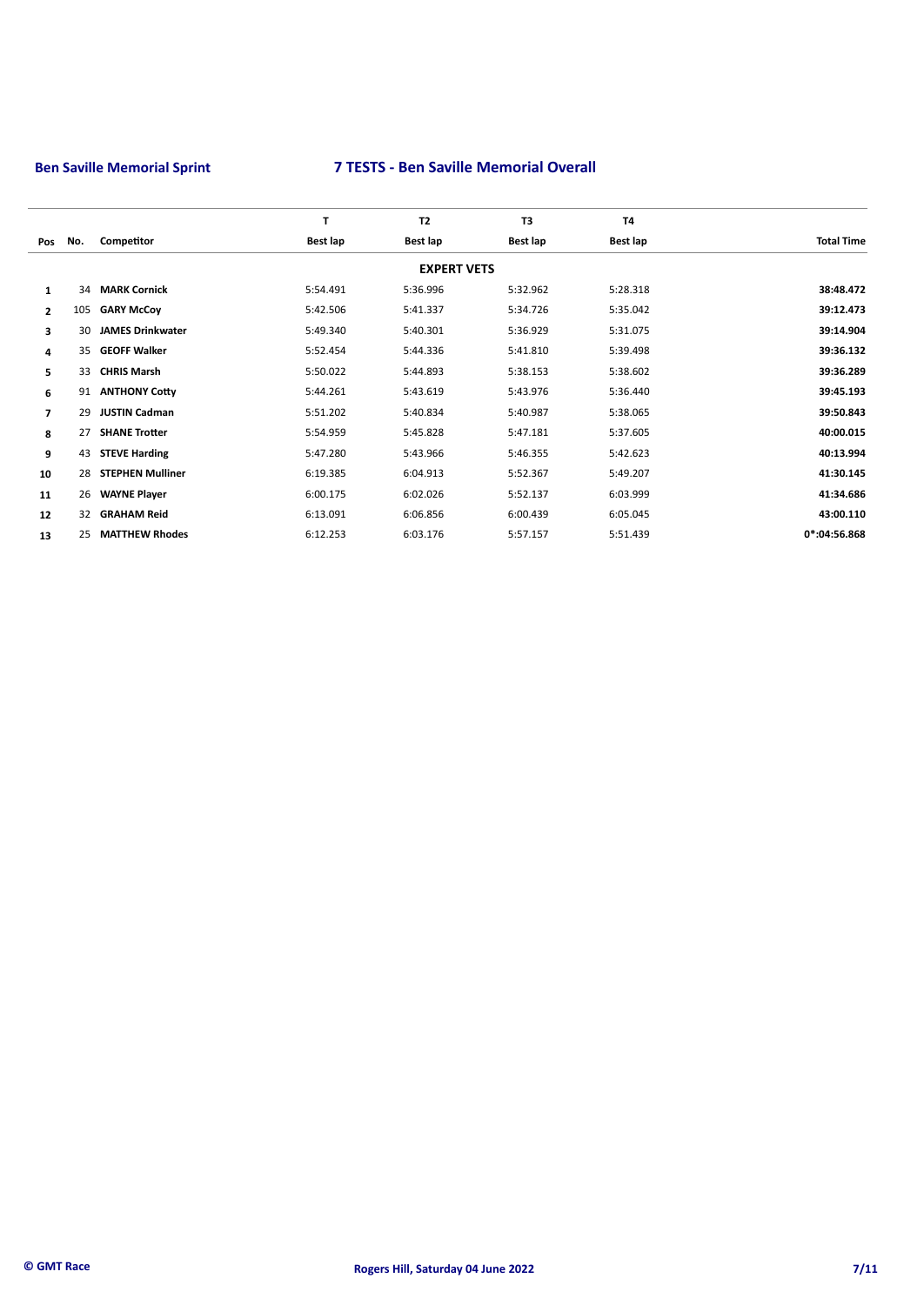**Ben Saville Memorial Sprint**

## 7 TESTS - Ben Saville Memorial Overall

| Pos | No. | Competitor | T<br>Best lap | T2<br>Best lap | T3<br>Best lap | T4<br>Best lap | Total Time |
|---|---|---|---|---|---|---|---|
| | | | | **EXPERT VETS** | | | |
| **1** | 34 | **MARK Cornick** | 5:54.491 | 5:36.996 | 5:32.962 | 5:28.318 | **38:48.472** |
| **2** | 105 | **GARY McCoy** | 5:42.506 | 5:41.337 | 5:34.726 | 5:35.042 | **39:12.473** |
| **3** | 30 | **JAMES Drinkwater** | 5:49.340 | 5:40.301 | 5:36.929 | 5:31.075 | **39:14.904** |
| **4** | 35 | **GEOFF Walker** | 5:52.454 | 5:44.336 | 5:41.810 | 5:39.498 | **39:36.132** |
| **5** | 33 | **CHRIS Marsh** | 5:50.022 | 5:44.893 | 5:38.153 | 5:38.602 | **39:36.289** |
| **6** | 91 | **ANTHONY Cotty** | 5:44.261 | 5:43.619 | 5:43.976 | 5:36.440 | **39:45.193** |
| **7** | 29 | **JUSTIN Cadman** | 5:51.202 | 5:40.834 | 5:40.987 | 5:38.065 | **39:50.843** |
| **8** | 27 | **SHANE Trotter** | 5:54.959 | 5:45.828 | 5:47.181 | 5:37.605 | **40:00.015** |
| **9** | 43 | **STEVE Harding** | 5:47.280 | 5:43.966 | 5:46.355 | 5:42.623 | **40:13.994** |
| **10** | 28 | **STEPHEN Mulliner** | 6:19.385 | 6:04.913 | 5:52.367 | 5:49.207 | **41:30.145** |
| **11** | 26 | **WAYNE Player** | 6:00.175 | 6:02.026 | 5:52.137 | 6:03.999 | **41:34.686** |
| **12** | 32 | **GRAHAM Reid** | 6:13.091 | 6:06.856 | 6:00.439 | 6:05.045 | **43:00.110** |
| **13** | 25 | **MATTHEW Rhodes** | 6:12.253 | 6:03.176 | 5:57.157 | 5:51.439 | **0*:04:56.868** |

© GMT Race — Rogers Hill, Saturday 04 June 2022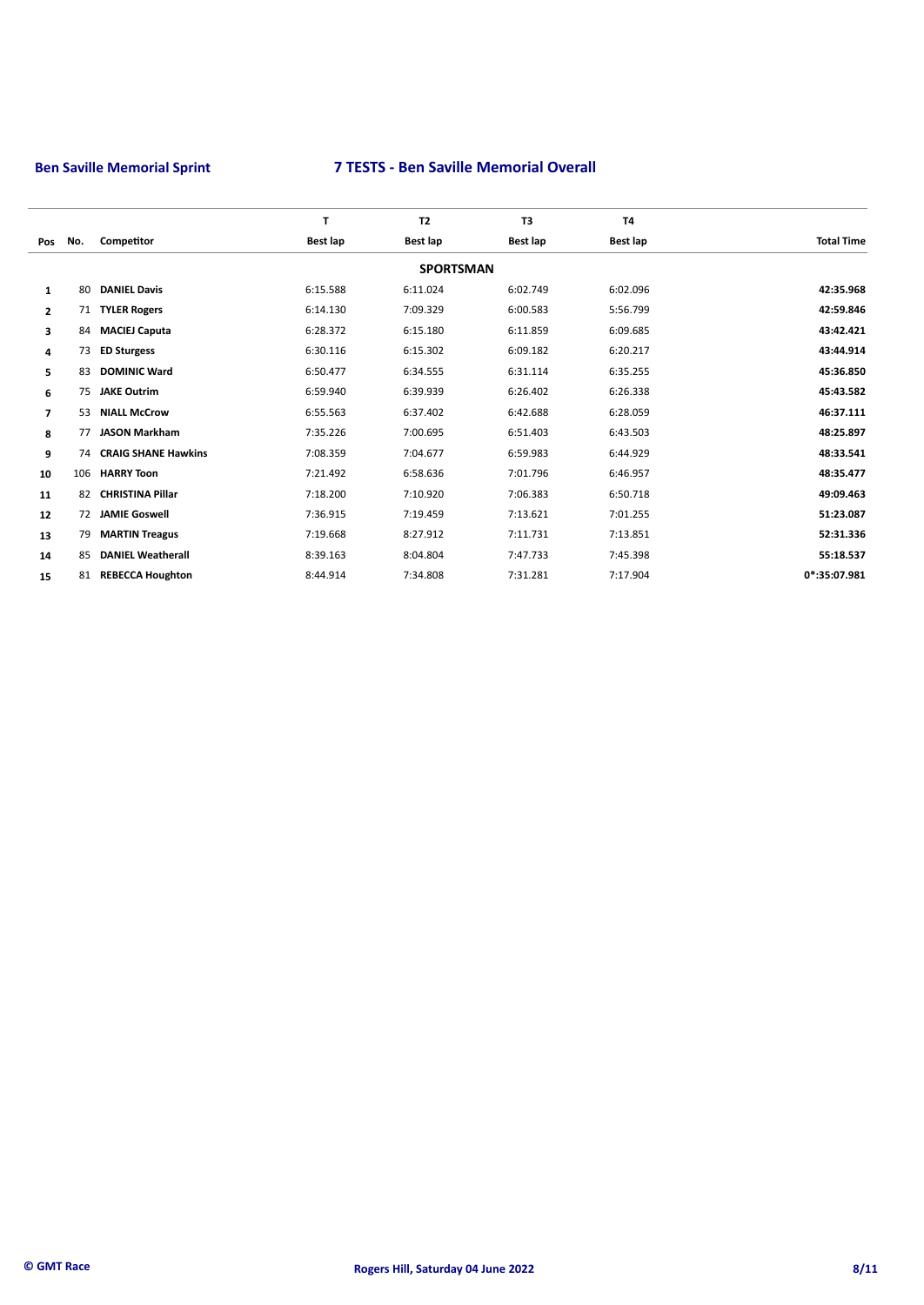## Ben Saville Memorial Sprint

## 7 TESTS - Ben Saville Memorial Overall

| Pos | No. | Competitor | T<br>Best lap | T2<br>Best lap | T3<br>Best lap | T4<br>Best lap | Total Time |
|---|---|---|---|---|---|---|---|
| | | | | **SPORTSMAN** | | | |
| 1 | 80 | **DANIEL Davis** | 6:15.588 | 6:11.024 | 6:02.749 | 6:02.096 | **42:35.968** |
| 2 | 71 | **TYLER Rogers** | 6:14.130 | 7:09.329 | 6:00.583 | 5:56.799 | **42:59.846** |
| 3 | 84 | **MACIEJ Caputa** | 6:28.372 | 6:15.180 | 6:11.859 | 6:09.685 | **43:42.421** |
| 4 | 73 | **ED Sturgess** | 6:30.116 | 6:15.302 | 6:09.182 | 6:20.217 | **43:44.914** |
| 5 | 83 | **DOMINIC Ward** | 6:50.477 | 6:34.555 | 6:31.114 | 6:35.255 | **45:36.850** |
| 6 | 75 | **JAKE Outrim** | 6:59.940 | 6:39.939 | 6:26.402 | 6:26.338 | **45:43.582** |
| 7 | 53 | **NIALL McCrow** | 6:55.563 | 6:37.402 | 6:42.688 | 6:28.059 | **46:37.111** |
| 8 | 77 | **JASON Markham** | 7:35.226 | 7:00.695 | 6:51.403 | 6:43.503 | **48:25.897** |
| 9 | 74 | **CRAIG SHANE Hawkins** | 7:08.359 | 7:04.677 | 6:59.983 | 6:44.929 | **48:33.541** |
| 10 | 106 | **HARRY Toon** | 7:21.492 | 6:58.636 | 7:01.796 | 6:46.957 | **48:35.477** |
| 11 | 82 | **CHRISTINA Pillar** | 7:18.200 | 7:10.920 | 7:06.383 | 6:50.718 | **49:09.463** |
| 12 | 72 | **JAMIE Goswell** | 7:36.915 | 7:19.459 | 7:13.621 | 7:01.255 | **51:23.087** |
| 13 | 79 | **MARTIN Treagus** | 7:19.668 | 8:27.912 | 7:11.731 | 7:13.851 | **52:31.336** |
| 14 | 85 | **DANIEL Weatherall** | 8:39.163 | 8:04.804 | 7:47.733 | 7:45.398 | **55:18.537** |
| 15 | 81 | **REBECCA Houghton** | 8:44.914 | 7:34.808 | 7:31.281 | 7:17.904 | **0*:35:07.981** |

© GMT Race

Rogers Hill, Saturday 04 June 2022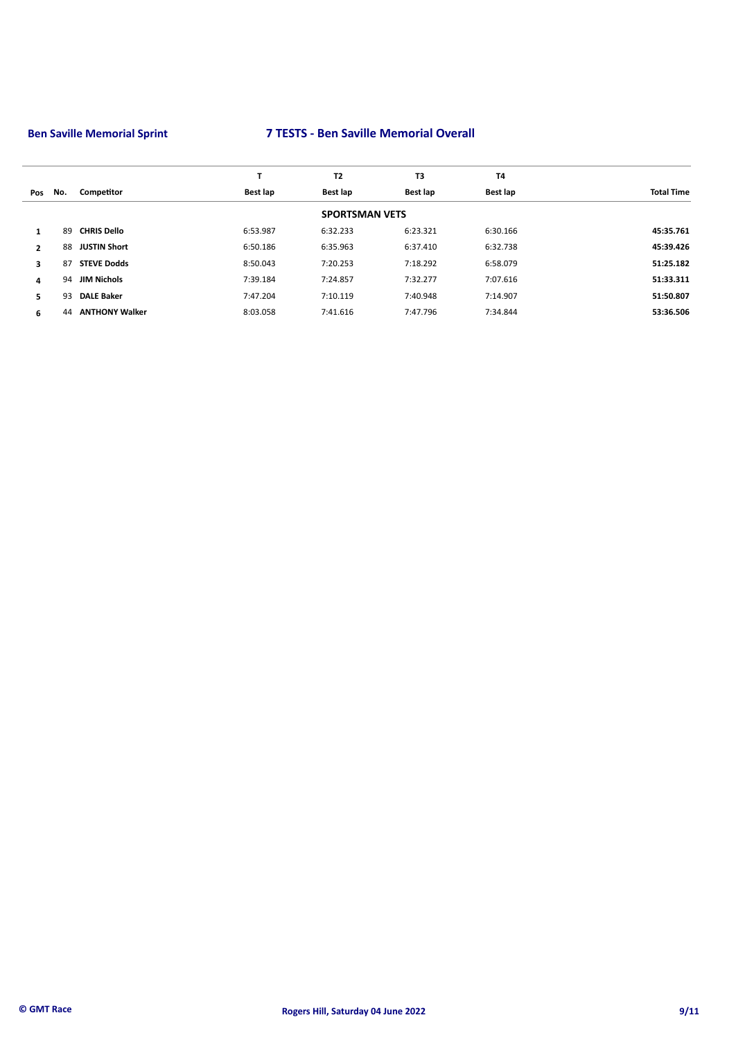**Ben Saville Memorial Sprint**

## 7 TESTS - Ben Saville Memorial Overall

| Pos | No. | Competitor | T Best lap | T2 Best lap | T3 Best lap | T4 Best lap | Total Time |
|---|---|---|---|---|---|---|---|
| | | | | **SPORTSMAN VETS** | | | |
| 1 | 89 | **CHRIS Dello** | 6:53.987 | 6:32.233 | 6:23.321 | 6:30.166 | **45:35.761** |
| 2 | 88 | **JUSTIN Short** | 6:50.186 | 6:35.963 | 6:37.410 | 6:32.738 | **45:39.426** |
| 3 | 87 | **STEVE Dodds** | 8:50.043 | 7:20.253 | 7:18.292 | 6:58.079 | **51:25.182** |
| 4 | 94 | **JIM Nichols** | 7:39.184 | 7:24.857 | 7:32.277 | 7:07.616 | **51:33.311** |
| 5 | 93 | **DALE Baker** | 7:47.204 | 7:10.119 | 7:40.948 | 7:14.907 | **51:50.807** |
| 6 | 44 | **ANTHONY Walker** | 8:03.058 | 7:41.616 | 7:47.796 | 7:34.844 | **53:36.506** |

© GMT Race — Rogers Hill, Saturday 04 June 2022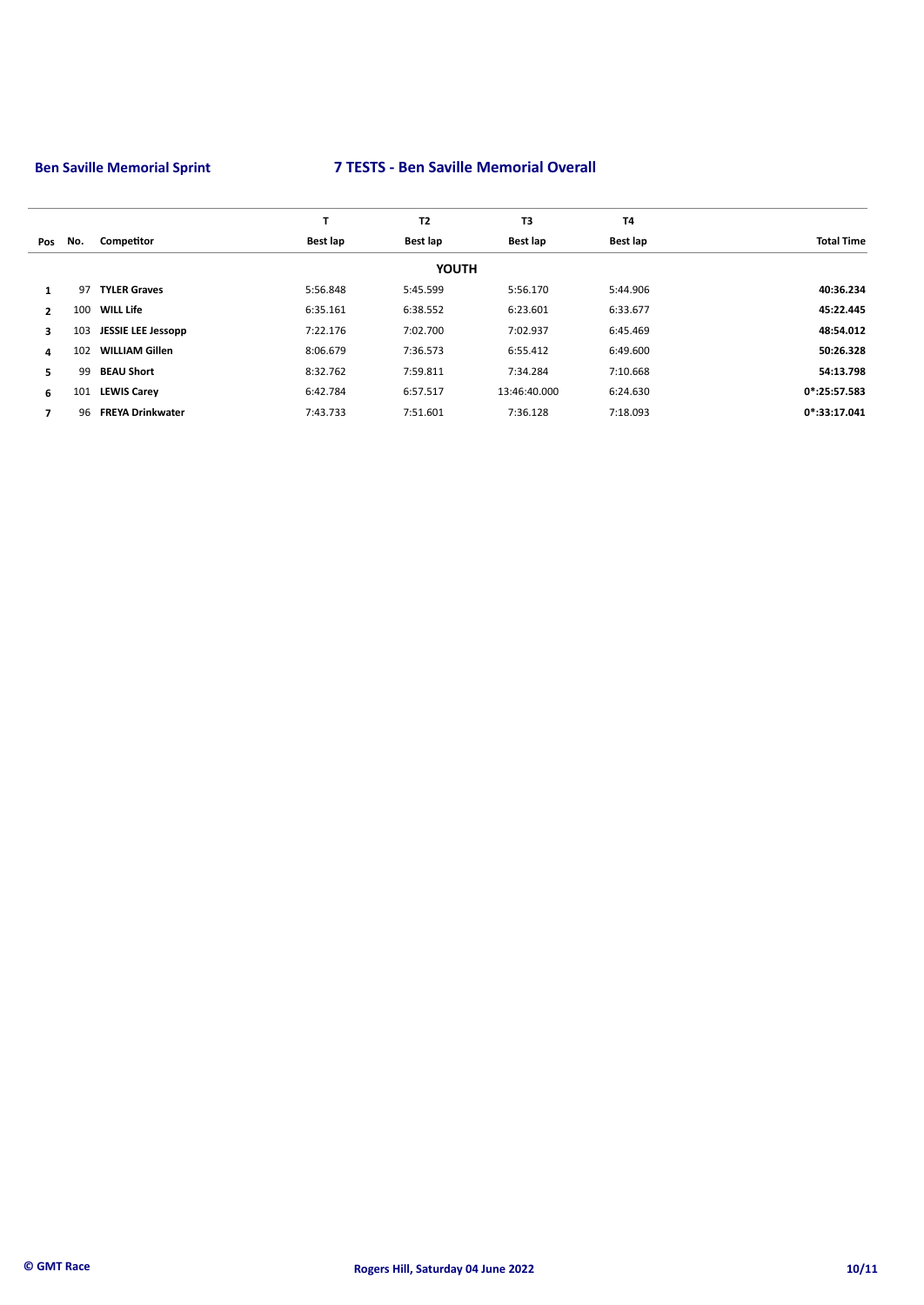**Ben Saville Memorial Sprint**

## 7 TESTS - Ben Saville Memorial Overall

| Pos | No. | Competitor | T<br>Best lap | T2<br>Best lap | T3<br>Best lap | T4<br>Best lap | Total Time |
|---|---|---|---|---|---|---|---|
| | | | | **YOUTH** | | | |
| 1 | 97 | **TYLER Graves** | 5:56.848 | 5:45.599 | 5:56.170 | 5:44.906 | **40:36.234** |
| 2 | 100 | **WILL Life** | 6:35.161 | 6:38.552 | 6:23.601 | 6:33.677 | **45:22.445** |
| 3 | 103 | **JESSIE LEE Jessopp** | 7:22.176 | 7:02.700 | 7:02.937 | 6:45.469 | **48:54.012** |
| 4 | 102 | **WILLIAM Gillen** | 8:06.679 | 7:36.573 | 6:55.412 | 6:49.600 | **50:26.328** |
| 5 | 99 | **BEAU Short** | 8:32.762 | 7:59.811 | 7:34.284 | 7:10.668 | **54:13.798** |
| 6 | 101 | **LEWIS Carey** | 6:42.784 | 6:57.517 | 13:46:40.000 | 6:24.630 | **0*:25:57.583** |
| 7 | 96 | **FREYA Drinkwater** | 7:43.733 | 7:51.601 | 7:36.128 | 7:18.093 | **0*:33:17.041** |

© GMT Race

Rogers Hill, Saturday 04 June 2022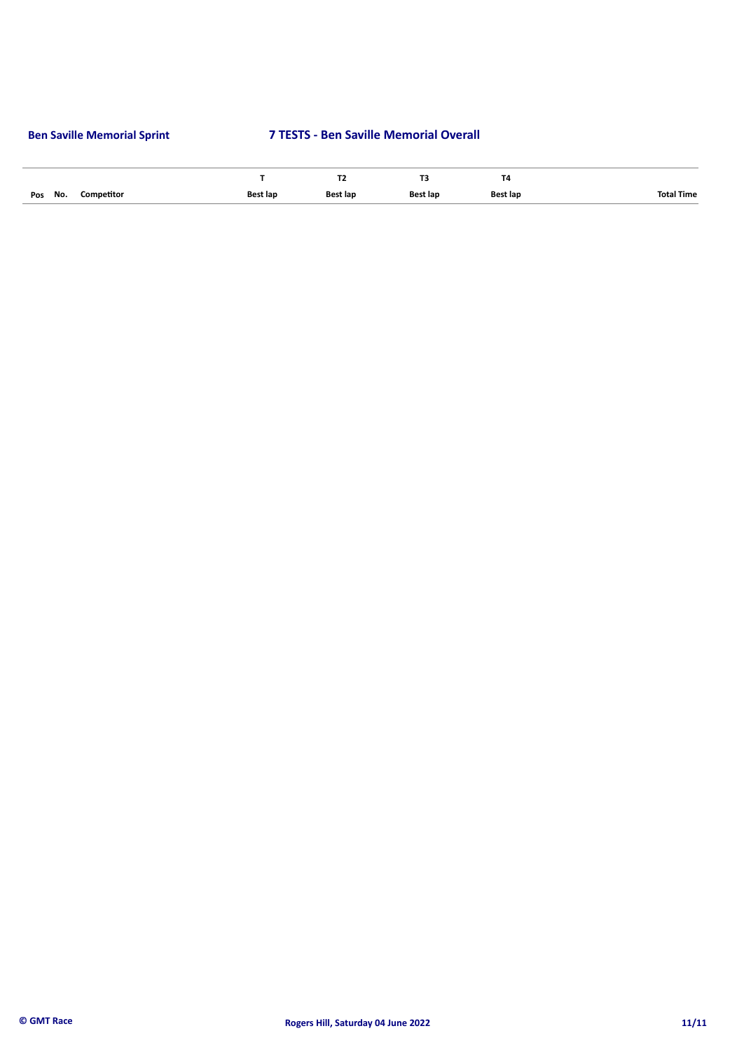**Ben Saville Memorial Sprint**

## 7 TESTS - Ben Saville Memorial Overall

| | | | T | T2 | T3 | T4 | |
|---|---|---|---|---|---|---|---|
| Pos | No. | Competitor | Best lap | Best lap | Best lap | Best lap | Total Time |